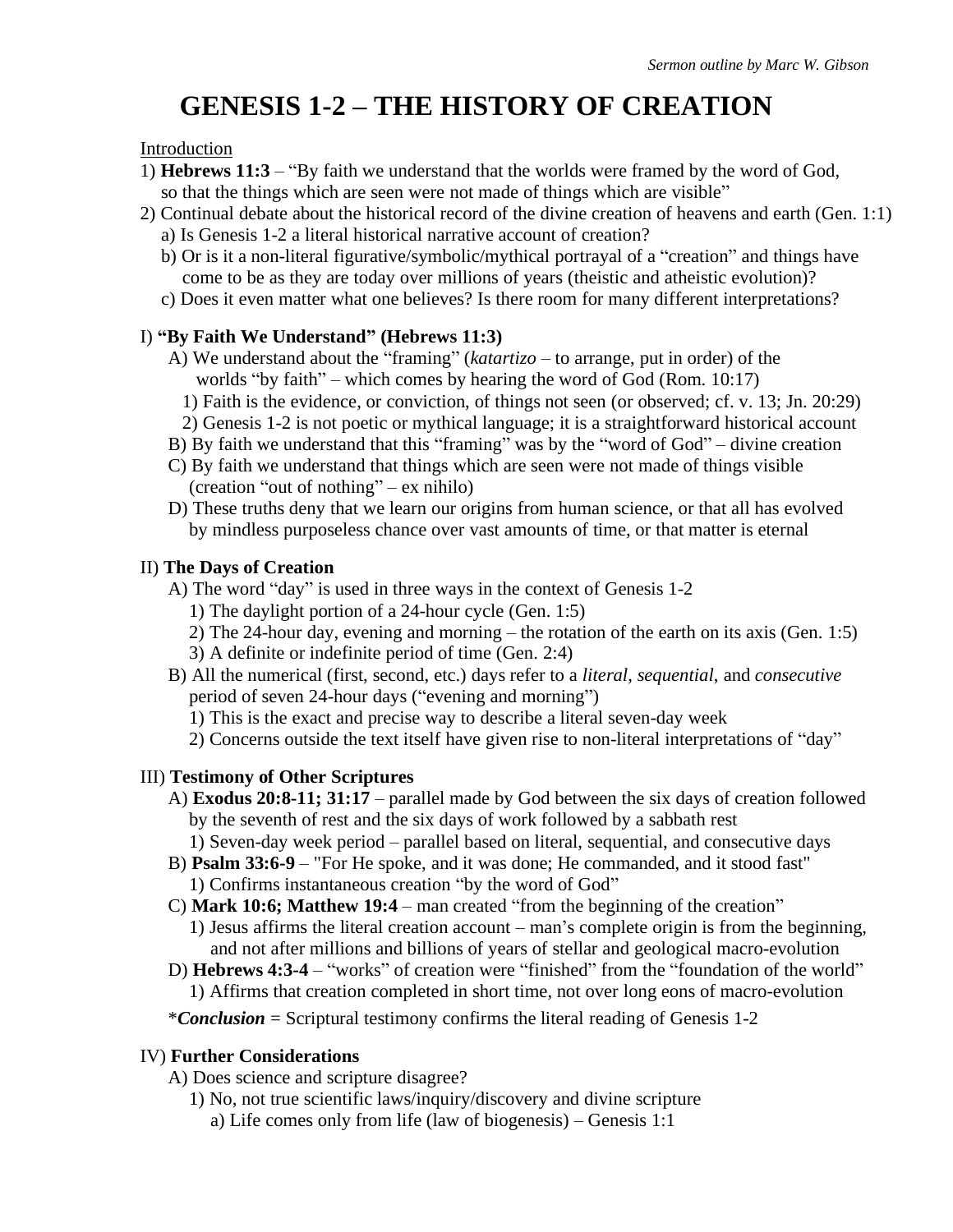*Sermon outline by Marc W. Gibson*

# GENESIS 1-2 – THE HISTORY OF CREATION

Introduction

1) **Hebrews 11:3** – "By faith we understand that the worlds were framed by the word of God, so that the things which are seen were not made of things which are visible"
2) Continual debate about the historical record of the divine creation of heavens and earth (Gen. 1:1)
   a) Is Genesis 1-2 a literal historical narrative account of creation?
   b) Or is it a non-literal figurative/symbolic/mythical portrayal of a "creation" and things have come to be as they are today over millions of years (theistic and atheistic evolution)?
   c) Does it even matter what one believes? Is there room for many different interpretations?

I) **"By Faith We Understand" (Hebrews 11:3)**

A) We understand about the "framing" (*katartizo* – to arrange, put in order) of the worlds "by faith" – which comes by hearing the word of God (Rom. 10:17)
   1) Faith is the evidence, or conviction, of things not seen (or observed; cf. v. 13; Jn. 20:29)
   2) Genesis 1-2 is not poetic or mythical language; it is a straightforward historical account

B) By faith we understand that this "framing" was by the "word of God" – divine creation

C) By faith we understand that things which are seen were not made of things visible (creation "out of nothing" – ex nihilo)

D) These truths deny that we learn our origins from human science, or that all has evolved by mindless purposeless chance over vast amounts of time, or that matter is eternal

II) **The Days of Creation**

A) The word "day" is used in three ways in the context of Genesis 1-2
   1) The daylight portion of a 24-hour cycle (Gen. 1:5)
   2) The 24-hour day, evening and morning – the rotation of the earth on its axis (Gen. 1:5)
   3) A definite or indefinite period of time (Gen. 2:4)

B) All the numerical (first, second, etc.) days refer to a *literal*, *sequential*, and *consecutive* period of seven 24-hour days ("evening and morning")
   1) This is the exact and precise way to describe a literal seven-day week
   2) Concerns outside the text itself have given rise to non-literal interpretations of "day"

III) **Testimony of Other Scriptures**

A) **Exodus 20:8-11; 31:17** – parallel made by God between the six days of creation followed by the seventh of rest and the six days of work followed by a sabbath rest
   1) Seven-day week period – parallel based on literal, sequential, and consecutive days

B) **Psalm 33:6-9** – "For He spoke, and it was done; He commanded, and it stood fast"
   1) Confirms instantaneous creation "by the word of God"

C) **Mark 10:6; Matthew 19:4** – man created "from the beginning of the creation"
   1) Jesus affirms the literal creation account – man's complete origin is from the beginning, and not after millions and billions of years of stellar and geological macro-evolution

D) **Hebrews 4:3-4** – "works" of creation were "finished" from the "foundation of the world"
   1) Affirms that creation completed in short time, not over long eons of macro-evolution

**Conclusion* = Scriptural testimony confirms the literal reading of Genesis 1-2

IV) **Further Considerations**

A) Does science and scripture disagree?
   1) No, not true scientific laws/inquiry/discovery and divine scripture
      a) Life comes only from life (law of biogenesis) – Genesis 1:1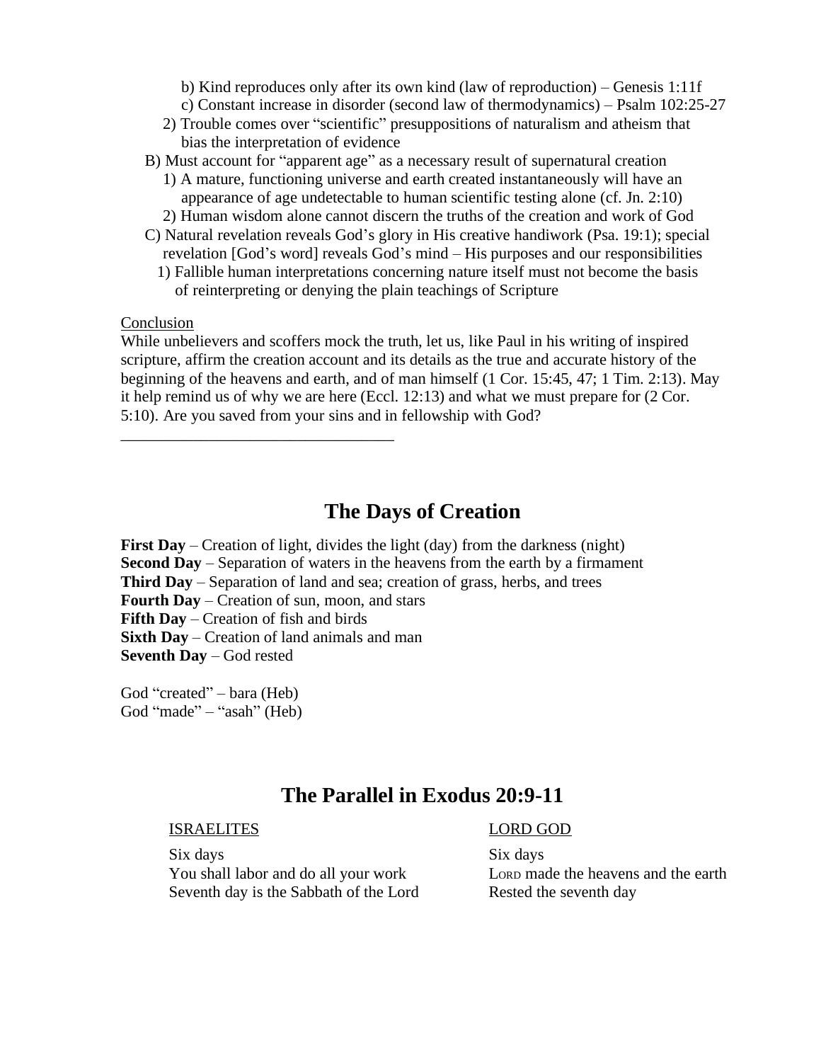b) Kind reproduces only after its own kind (law of reproduction) – Genesis 1:11f
c) Constant increase in disorder (second law of thermodynamics) – Psalm 102:25-27

2) Trouble comes over "scientific" presuppositions of naturalism and atheism that bias the interpretation of evidence

B) Must account for "apparent age" as a necessary result of supernatural creation

1) A mature, functioning universe and earth created instantaneously will have an appearance of age undetectable to human scientific testing alone (cf. Jn. 2:10)
2) Human wisdom alone cannot discern the truths of the creation and work of God

C) Natural revelation reveals God's glory in His creative handiwork (Psa. 19:1); special revelation [God's word] reveals God's mind – His purposes and our responsibilities

1) Fallible human interpretations concerning nature itself must not become the basis of reinterpreting or denying the plain teachings of Scripture

Conclusion

While unbelievers and scoffers mock the truth, let us, like Paul in his writing of inspired scripture, affirm the creation account and its details as the true and accurate history of the beginning of the heavens and earth, and of man himself (1 Cor. 15:45, 47; 1 Tim. 2:13). May it help remind us of why we are here (Eccl. 12:13) and what we must prepare for (2 Cor. 5:10). Are you saved from your sins and in fellowship with God?

---

## The Days of Creation

**First Day** – Creation of light, divides the light (day) from the darkness (night)
**Second Day** – Separation of waters in the heavens from the earth by a firmament
**Third Day** – Separation of land and sea; creation of grass, herbs, and trees
**Fourth Day** – Creation of sun, moon, and stars
**Fifth Day** – Creation of fish and birds
**Sixth Day** – Creation of land animals and man
**Seventh Day** – God rested

God "created" – bara (Heb)
God "made" – "asah" (Heb)

## The Parallel in Exodus 20:9-11

| ISRAELITES | LORD GOD |
|---|---|
| Six days | Six days |
| You shall labor and do all your work | LORD made the heavens and the earth |
| Seventh day is the Sabbath of the Lord | Rested the seventh day |